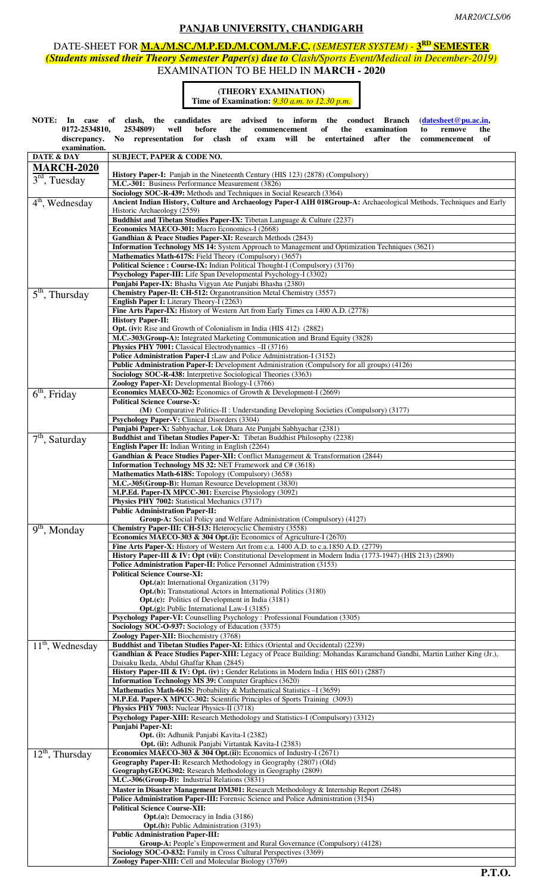MAR20/CLS/06

## PANJAB UNIVERSITY, CHANDIGARH

### DATE-SHEET FOR **M.A./M.SC./M.P.ED./M.COM./M.F.C.** *(SEMESTER SYSTEM)* - **3[RD] SEMESTER**
***(Students missed their Theory Semester Paper(s) due to Clash/Sports Event/Medical in December-2019)***
### EXAMINATION TO BE HELD IN **MARCH - 2020**

**(THEORY EXAMINATION)**
**Time of Examination:** *9.30 a.m. to 12.30 p.m.*

**NOTE: In case of clash, the candidates are advised to inform the conduct Branch (datesheet@pu.ac.in, 0172-2534810, 2534809) well before the commencement of the examination to remove the discrepancy. No representation for clash of exam will be entertained after the commencement of examination.**

| DATE & DAY | SUBJECT, PAPER & CODE NO. |
|---|---|
| **MARCH-2020** | |
| 3[rd], Tuesday | **History Paper-I:** Panjab in the Nineteenth Century (HIS 123) (2878) (Compulsory)<br>**M.C.-301:** Business Performance Measurement (3826)<br>**Sociology SOC-R-439:** Methods and Techniques in Social Research (3364) |
| 4[th], Wednesday | **Ancient Indian History, Culture and Archaeology Paper-I AIH 018Group-A:** Archaeological Methods, Techniques and Early Historic Archaeology (2559)<br>**Buddhist and Tibetan Studies Paper-IX:** Tibetan Language & Culture (2237)<br>**Economics MAECO-301:** Macro Economics-I (2668)<br>**Gandhian & Peace Studies Paper-XI:** Research Methods (2843)<br>**Information Technology MS 14:** System Approach to Management and Optimization Techniques (3621)<br>**Mathematics Math-617S:** Field Theory (Compulsory) (3657)<br>**Political Science : Course-IX:** Indian Political Thought-I (Compulsory) (3176)<br>**Psychology Paper-III:** Life Span Developmental Psychology-I (3302)<br>**Punjabi Paper-IX:** Bhasha Vigyan Ate Punjabi Bhasha (2380) |
| 5[th], Thursday | **Chemistry Paper-II: CH-512:** Organotransition Metal Chemistry (3557)<br>**English Paper I:** Literary Theory-I (2263)<br>**Fine Arts Paper-IX:** History of Western Art from Early Times ca 1400 A.D. (2778)<br>**History Paper-II:**<br>**Opt. (iv):** Rise and Growth of Colonialism in India (HIS 412) (2882)<br>**M.C.-303(Group-A):** Integrated Marketing Communication and Brand Equity (3828)<br>**Physics PHY 7001:** Classical Electrodynamics –II (3716)<br>**Police Administration Paper-I :**Law and Police Administration-I (3152)<br>**Public Administration Paper-I:** Development Administration (Compulsory for all groups) (4126)<br>**Sociology SOC-R-438:** Interpretive Sociological Theories (3363)<br>**Zoology Paper-XI:** Developmental Biology-I (3766) |
| 6[th], Friday | **Economics MAECO-302:** Economics of Growth & Development-I (2669)<br>**Political Science Course-X:**<br>**(M)** Comparative Politics-II : Understanding Developing Societies (Compulsory) (3177)<br>**Psychology Paper-V:** Clinical Disorders (3304)<br>**Punjabi Paper-X:** Sabhyachar, Lok Dhara Ate Punjabi Sabhyachar (2381) |
| 7[th], Saturday | **Buddhist and Tibetan Studies Paper-X:** Tibetan Buddhist Philosophy (2238)<br>**English Paper II:** Indian Writing in English (2264)<br>**Gandhian & Peace Studies Paper-XII:** Conflict Management & Transformation (2844)<br>**Information Technology MS 32:** NET Framework and C# (3618)<br>**Mathematics Math-618S:** Topology (Compulsory) (3658)<br>**M.C.-305(Group-B):** Human Resource Development (3830)<br>**M.P.Ed. Paper-IX MPCC-301:** Exercise Physiology (3092)<br>**Physics PHY 7002:** Statistical Mechanics (3717)<br>**Public Administration Paper-II:**<br>**Group-A:** Social Policy and Welfare Administration (Compulsory) (4127) |
| 9[th], Monday | **Chemistry Paper-III: CH-513:** Heterocyclic Chemistry (3558)<br>**Economics MAECO-303 & 304 Opt.(i):** Economics of Agriculture-I (2670)<br>**Fine Arts Paper-X:** History of Western Art from c.a. 1400 A.D. to c.a.1850 A.D. (2779)<br>**History Paper-III & IV: Opt (vii):** Constitutional Development in Modern India (1773-1947) (HIS 213) (2890)<br>**Police Administration Paper-II:** Police Personnel Administration (3153)<br>**Political Science Course-XI:**<br>**Opt.(a):** International Organization (3179)<br>**Opt.(b):** Transnational Actors in International Politics (3180)<br>**Opt.(c):** Politics of Development in India (3181)<br>**Opt.(g):** Public International Law-I (3185)<br>**Psychology Paper-VI:** Counselling Psychology : Professional Foundation (3305)<br>**Sociology SOC-O-937:** Sociology of Education (3375)<br>**Zoology Paper-XII:** Biochemistry (3768) |
| 11[th], Wednesday | **Buddhist and Tibetan Studies Paper-XI:** Ethics (Oriental and Occidental) (2239)<br>**Gandhian & Peace Studies Paper-XIII:** Legacy of Peace Building: Mohandas Karamchand Gandhi, Martin Luther King (Jr.), Daisaku Ikeda, Abdul Ghaffar Khan (2845)<br>**History Paper-III & IV: Opt. (iv) :** Gender Relations in Modern India ( HIS 601) (2887)<br>**Information Technology MS 39:** Computer Graphics (3620)<br>**Mathematics Math-661S:** Probability & Mathematical Statistics –I (3659)<br>**M.P.Ed. Paper-X MPCC-302:** Scientific Principles of Sports Training (3093)<br>**Physics PHY 7003:** Nuclear Physics-II (3718)<br>**Psychology Paper-XIII:** Research Methodology and Statistics-I (Compulsory) (3312)<br>**Punjabi Paper-XI:**<br>**Opt. (i):** Adhunik Panjabi Kavita-I (2382)<br>**Opt. (ii):** Adhunik Panjabi Virtantak Kavita-I (2383) |
| 12[th], Thursday | **Economics MAECO-303 & 304 Opt.(ii):** Economics of Industry-I (2671)<br>**Geography Paper-II:** Research Methodology in Geography (2807) (Old)<br>**GeographyGEOG302:** Research Methodology in Geography (2809)<br>**M.C.-306(Group-B):** Industrial Relations (3831)<br>**Master in Disaster Management DM301:** Research Methodology & Internship Report (2648)<br>**Police Administration Paper-III:** Forensic Science and Police Administration (3154)<br>**Political Science Course-XII:**<br>**Opt.(a):** Democracy in India (3186)<br>**Opt.(h):** Public Administration (3193)<br>**Public Administration Paper-III:**<br>**Group-A:** People's Empowerment and Rural Governance (Compulsory) (4128)<br>**Sociology SOC-O-832:** Family in Cross Cultural Perspectives (3369)<br>**Zoology Paper-XIII:** Cell and Molecular Biology (3769) |

**P.T.O.**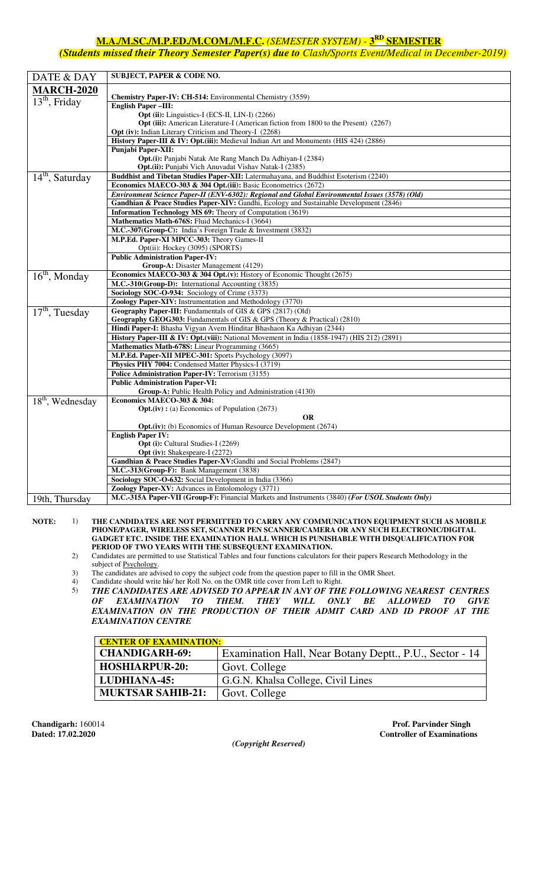## M.A./M.SC./M.P.ED./M.COM./M.F.C. *(SEMESTER SYSTEM)* - 3RD SEMESTER

***(Students missed their Theory Semester Paper(s) due to Clash/Sports Event/Medical in December-2019)***

| DATE & DAY | SUBJECT, PAPER & CODE NO. |
|---|---|
| **MARCH-2020** 13th, Friday | **Chemistry Paper-IV: CH-514:** Environmental Chemistry (3559) |
| | **English Paper –III:** **Opt (ii):** Linguistics-I (ECS-II, LIN-I) (2266) **Opt (iii):** American Literature-I (American fiction from 1800 to the Present) (2267) |
| | **Opt (iv):** Indian Literary Criticism and Theory-I (2268) |
| | **History Paper-III & IV: Opt.(iii):** Medieval Indian Art and Monuments (HIS 424) (2886) |
| | **Punjabi Paper-XII:** **Opt.(i):** Panjabi Natak Ate Rang Manch Da Adhiyan-I (2384) **Opt.(ii):** Punjabi Vich Anuvadat Vishav Natak-I (2385) |
| 14th, Saturday | **Buddhist and Tibetan Studies Paper-XII:** Latermahayana, and Buddhist Esoterism (2240) |
| | **Economics MAECO-303 & 304 Opt.(iii):** Basic Econometrics (2672) |
| | ***Environment Science Paper-II (ENV-6302): Regional and Global Environmental Issues (3578) (Old)*** |
| | **Gandhian & Peace Studies Paper-XIV:** Gandhi, Ecology and Sustainable Development (2846) |
| | **Information Technology MS 69:** Theory of Computation (3619) |
| | **Mathematics Math-676S:** Fluid Mechanics-I (3664) |
| | **M.C.-307(Group-C):** India's Foreign Trade & Investment (3832) |
| | **M.P.Ed. Paper-XI MPCC-303:** Theory Games-II Opt(ii): Hockey (3095) (SPORTS) |
| | **Public Administration Paper-IV:** **Group-A:** Disaster Management (4129) |
| 16th, Monday | **Economics MAECO-303 & 304 Opt.(v):** History of Economic Thought (2675) |
| | **M.C.-310(Group-D):** International Accounting (3835) |
| | **Sociology SOC-O-934:** Sociology of Crime (3373) |
| | **Zoology Paper-XIV:** Instrumentation and Methodology (3770) |
| 17th, Tuesday | **Geography Paper-III:** Fundamentals of GIS & GPS (2817) (Old) |
| | **Geography GEOG303:** Fundamentals of GIS & GPS (Theory & Practical) (2810) |
| | **Hindi Paper-I:** Bhasha Vigyan Avem Hinditar Bhashaon Ka Adhiyan (2344) |
| | **History Paper-III & IV: Opt.(viii):** National Movement in India (1858-1947) (HIS 212) (2891) |
| | **Mathematics Math-678S:** Linear Programming (3665) |
| | **M.P.Ed. Paper-XII MPEC-301:** Sports Psychology (3097) |
| | **Physics PHY 7004:** Condensed Matter Physics-I (3719) |
| | **Police Administration Paper-IV:** Terrorism (3155) |
| | **Public Administration Paper-VI:** **Group-A:** Public Health Policy and Administration (4130) |
| 18th, Wednesday | **Economics MAECO-303 & 304:** **Opt.(iv) :** (a) Economics of Population (2673) **OR** **Opt.(iv):** (b) Economics of Human Resource Development (2674) |
| | **English Paper IV:** **Opt (i):** Cultural Studies-I (2269) **Opt (iv):** Shakespeare-I (2272) |
| | **Gandhian & Peace Studies Paper-XV:** Gandhi and Social Problems (2847) |
| | **M.C.-313(Group-F):** Bank Management (3838) |
| | **Sociology SOC-O-632:** Social Development in India (3366) |
| | **Zoology Paper-XV:** Advances in Entomology (3771) |
| 19th, Thursday | **M.C.-315A Paper-VII (Group-F):** Financial Markets and Instruments (3840) ***(For USOL Students Only)*** |

**NOTE:**

1) **THE CANDIDATES ARE NOT PERMITTED TO CARRY ANY COMMUNICATION EQUIPMENT SUCH AS MOBILE PHONE/PAGER, WIRELESS SET, SCANNER PEN SCANNER/CAMERA OR ANY SUCH ELECTRONIC/DIGITAL GADGET ETC. INSIDE THE EXAMINATION HALL WHICH IS PUNISHABLE WITH DISQUALIFICATION FOR PERIOD OF TWO YEARS WITH THE SUBSEQUENT EXAMINATION.**
2) Candidates are permitted to use Statistical Tables and four functions calculators for their papers Research Methodology in the subject of Psychology.
3) The candidates are advised to copy the subject code from the question paper to fill in the OMR Sheet.
4) Candidate should write his/ her Roll No. on the OMR title cover from Left to Right.
5) ***THE CANDIDATES ARE ADVISED TO APPEAR IN ANY OF THE FOLLOWING NEAREST CENTRES OF EXAMINATION TO THEM. THEY WILL ONLY BE ALLOWED TO GIVE EXAMINATION ON THE PRODUCTION OF THEIR ADMIT CARD AND ID PROOF AT THE EXAMINATION CENTRE***

| CENTER OF EXAMINATION: | |
|---|---|
| **CHANDIGARH-69:** | Examination Hall, Near Botany Deptt., P.U., Sector - 14 |
| **HOSHIARPUR-20:** | Govt. College |
| **LUDHIANA-45:** | G.G.N. Khalsa College, Civil Lines |
| **MUKTSAR SAHIB-21:** | Govt. College |

**Chandigarh:** 160014
**Dated: 17.02.2020**

**Prof. Parvinder Singh**
**Controller of Examinations**

*(Copyright Reserved)*